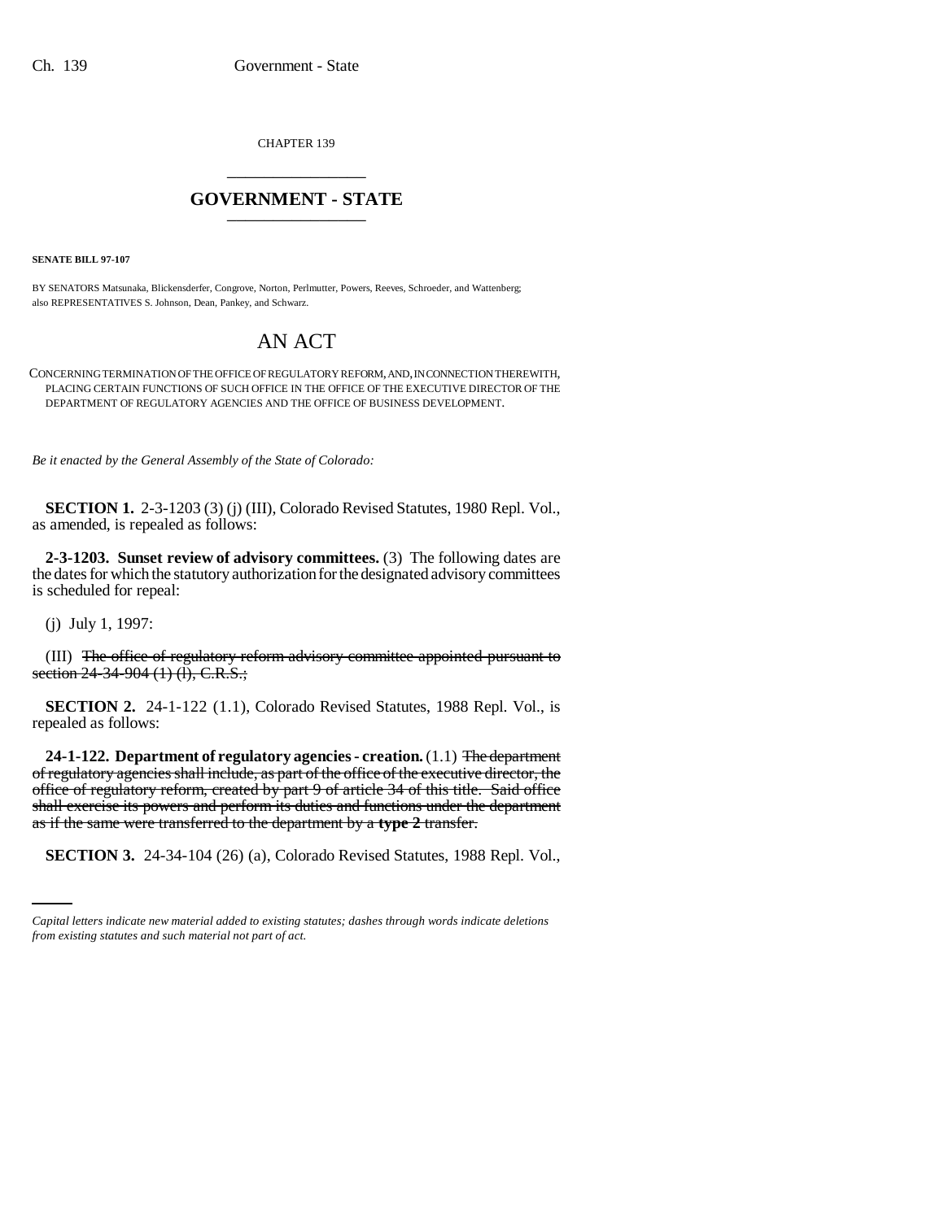CHAPTER 139

# GOVERNMENT - STATE

**SENATE BILL 97-107**

BY SENATORS Matsunaka, Blickensderfer, Congrove, Norton, Perlmutter, Powers, Reeves, Schroeder, and Wattenberg; also REPRESENTATIVES S. Johnson, Dean, Pankey, and Schwarz.

# AN ACT

CONCERNING TERMINATION OF THE OFFICE OF REGULATORY REFORM, AND, IN CONNECTION THEREWITH, PLACING CERTAIN FUNCTIONS OF SUCH OFFICE IN THE OFFICE OF THE EXECUTIVE DIRECTOR OF THE DEPARTMENT OF REGULATORY AGENCIES AND THE OFFICE OF BUSINESS DEVELOPMENT.

*Be it enacted by the General Assembly of the State of Colorado:*

**SECTION 1.** 2-3-1203 (3) (j) (III), Colorado Revised Statutes, 1980 Repl. Vol., as amended, is repealed as follows:

**2-3-1203. Sunset review of advisory committees.** (3) The following dates are the dates for which the statutory authorization for the designated advisory committees is scheduled for repeal:

(j) July 1, 1997:

(III) ~~The office of regulatory reform advisory committee appointed pursuant to section 24-34-904 (1) (l), C.R.S.;~~

**SECTION 2.** 24-1-122 (1.1), Colorado Revised Statutes, 1988 Repl. Vol., is repealed as follows:

**24-1-122. Department of regulatory agencies - creation.** (1.1) ~~The department of regulatory agencies shall include, as part of the office of the executive director, the office of regulatory reform, created by part 9 of article 34 of this title. Said office shall exercise its powers and perform its duties and functions under the department as if the same were transferred to the department by a **type 2** transfer.~~

**SECTION 3.** 24-34-104 (26) (a), Colorado Revised Statutes, 1988 Repl. Vol.,

*Capital letters indicate new material added to existing statutes; dashes through words indicate deletions from existing statutes and such material not part of act.*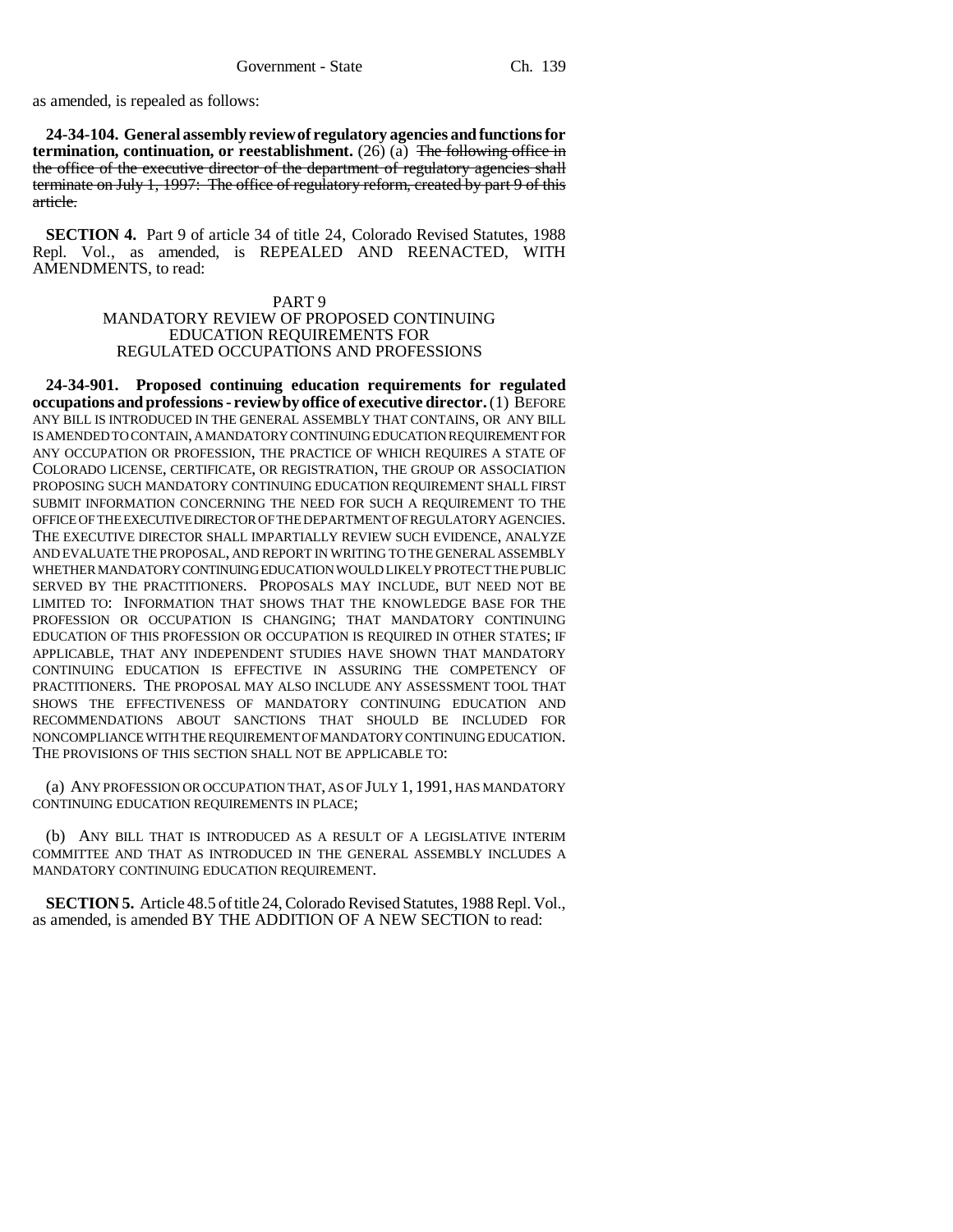as amended, is repealed as follows:

**24-34-104. General assembly review of regulatory agencies and functions for termination, continuation, or reestablishment.** (26) (a) ~~The following office in the office of the executive director of the department of regulatory agencies shall terminate on July 1, 1997: The office of regulatory reform, created by part 9 of this article.~~

**SECTION 4.** Part 9 of article 34 of title 24, Colorado Revised Statutes, 1988 Repl. Vol., as amended, is REPEALED AND REENACTED, WITH AMENDMENTS, to read:

PART 9
MANDATORY REVIEW OF PROPOSED CONTINUING EDUCATION REQUIREMENTS FOR REGULATED OCCUPATIONS AND PROFESSIONS

**24-34-901. Proposed continuing education requirements for regulated occupations and professions - review by office of executive director.** (1) BEFORE ANY BILL IS INTRODUCED IN THE GENERAL ASSEMBLY THAT CONTAINS, OR ANY BILL IS AMENDED TO CONTAIN, A MANDATORY CONTINUING EDUCATION REQUIREMENT FOR ANY OCCUPATION OR PROFESSION, THE PRACTICE OF WHICH REQUIRES A STATE OF COLORADO LICENSE, CERTIFICATE, OR REGISTRATION, THE GROUP OR ASSOCIATION PROPOSING SUCH MANDATORY CONTINUING EDUCATION REQUIREMENT SHALL FIRST SUBMIT INFORMATION CONCERNING THE NEED FOR SUCH A REQUIREMENT TO THE OFFICE OF THE EXECUTIVE DIRECTOR OF THE DEPARTMENT OF REGULATORY AGENCIES. THE EXECUTIVE DIRECTOR SHALL IMPARTIALLY REVIEW SUCH EVIDENCE, ANALYZE AND EVALUATE THE PROPOSAL, AND REPORT IN WRITING TO THE GENERAL ASSEMBLY WHETHER MANDATORY CONTINUING EDUCATION WOULD LIKELY PROTECT THE PUBLIC SERVED BY THE PRACTITIONERS. PROPOSALS MAY INCLUDE, BUT NEED NOT BE LIMITED TO: INFORMATION THAT SHOWS THAT THE KNOWLEDGE BASE FOR THE PROFESSION OR OCCUPATION IS CHANGING; THAT MANDATORY CONTINUING EDUCATION OF THIS PROFESSION OR OCCUPATION IS REQUIRED IN OTHER STATES; IF APPLICABLE, THAT ANY INDEPENDENT STUDIES HAVE SHOWN THAT MANDATORY CONTINUING EDUCATION IS EFFECTIVE IN ASSURING THE COMPETENCY OF PRACTITIONERS. THE PROPOSAL MAY ALSO INCLUDE ANY ASSESSMENT TOOL THAT SHOWS THE EFFECTIVENESS OF MANDATORY CONTINUING EDUCATION AND RECOMMENDATIONS ABOUT SANCTIONS THAT SHOULD BE INCLUDED FOR NONCOMPLIANCE WITH THE REQUIREMENT OF MANDATORY CONTINUING EDUCATION. THE PROVISIONS OF THIS SECTION SHALL NOT BE APPLICABLE TO:

(a) ANY PROFESSION OR OCCUPATION THAT, AS OF JULY 1, 1991, HAS MANDATORY CONTINUING EDUCATION REQUIREMENTS IN PLACE;

(b) ANY BILL THAT IS INTRODUCED AS A RESULT OF A LEGISLATIVE INTERIM COMMITTEE AND THAT AS INTRODUCED IN THE GENERAL ASSEMBLY INCLUDES A MANDATORY CONTINUING EDUCATION REQUIREMENT.

**SECTION 5.** Article 48.5 of title 24, Colorado Revised Statutes, 1988 Repl. Vol., as amended, is amended BY THE ADDITION OF A NEW SECTION to read: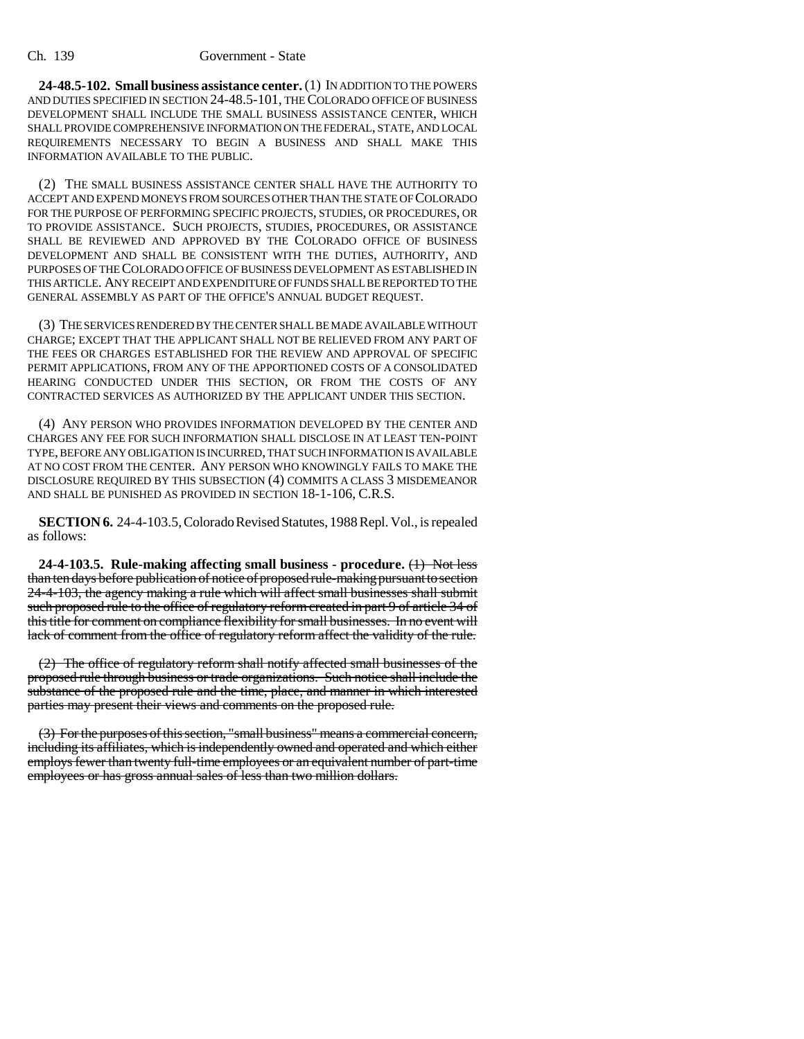**24-48.5-102. Small business assistance center.** (1) IN ADDITION TO THE POWERS AND DUTIES SPECIFIED IN SECTION 24-48.5-101, THE COLORADO OFFICE OF BUSINESS DEVELOPMENT SHALL INCLUDE THE SMALL BUSINESS ASSISTANCE CENTER, WHICH SHALL PROVIDE COMPREHENSIVE INFORMATION ON THE FEDERAL, STATE, AND LOCAL REQUIREMENTS NECESSARY TO BEGIN A BUSINESS AND SHALL MAKE THIS INFORMATION AVAILABLE TO THE PUBLIC.

(2) THE SMALL BUSINESS ASSISTANCE CENTER SHALL HAVE THE AUTHORITY TO ACCEPT AND EXPEND MONEYS FROM SOURCES OTHER THAN THE STATE OF COLORADO FOR THE PURPOSE OF PERFORMING SPECIFIC PROJECTS, STUDIES, OR PROCEDURES, OR TO PROVIDE ASSISTANCE. SUCH PROJECTS, STUDIES, PROCEDURES, OR ASSISTANCE SHALL BE REVIEWED AND APPROVED BY THE COLORADO OFFICE OF BUSINESS DEVELOPMENT AND SHALL BE CONSISTENT WITH THE DUTIES, AUTHORITY, AND PURPOSES OF THE COLORADO OFFICE OF BUSINESS DEVELOPMENT AS ESTABLISHED IN THIS ARTICLE. ANY RECEIPT AND EXPENDITURE OF FUNDS SHALL BE REPORTED TO THE GENERAL ASSEMBLY AS PART OF THE OFFICE'S ANNUAL BUDGET REQUEST.

(3) THE SERVICES RENDERED BY THE CENTER SHALL BE MADE AVAILABLE WITHOUT CHARGE; EXCEPT THAT THE APPLICANT SHALL NOT BE RELIEVED FROM ANY PART OF THE FEES OR CHARGES ESTABLISHED FOR THE REVIEW AND APPROVAL OF SPECIFIC PERMIT APPLICATIONS, FROM ANY OF THE APPORTIONED COSTS OF A CONSOLIDATED HEARING CONDUCTED UNDER THIS SECTION, OR FROM THE COSTS OF ANY CONTRACTED SERVICES AS AUTHORIZED BY THE APPLICANT UNDER THIS SECTION.

(4) ANY PERSON WHO PROVIDES INFORMATION DEVELOPED BY THE CENTER AND CHARGES ANY FEE FOR SUCH INFORMATION SHALL DISCLOSE IN AT LEAST TEN-POINT TYPE, BEFORE ANY OBLIGATION IS INCURRED, THAT SUCH INFORMATION IS AVAILABLE AT NO COST FROM THE CENTER. ANY PERSON WHO KNOWINGLY FAILS TO MAKE THE DISCLOSURE REQUIRED BY THIS SUBSECTION (4) COMMITS A CLASS 3 MISDEMEANOR AND SHALL BE PUNISHED AS PROVIDED IN SECTION 18-1-106, C.R.S.

**SECTION 6.** 24-4-103.5, Colorado Revised Statutes, 1988 Repl. Vol., is repealed as follows:

**24-4-103.5. Rule-making affecting small business - procedure.** ~~(1) Not less than ten days before publication of notice of proposed rule-making pursuant to section 24-4-103, the agency making a rule which will affect small businesses shall submit such proposed rule to the office of regulatory reform created in part 9 of article 34 of this title for comment on compliance flexibility for small businesses. In no event will lack of comment from the office of regulatory reform affect the validity of the rule.~~

~~(2) The office of regulatory reform shall notify affected small businesses of the proposed rule through business or trade organizations. Such notice shall include the substance of the proposed rule and the time, place, and manner in which interested parties may present their views and comments on the proposed rule.~~

~~(3) For the purposes of this section, "small business" means a commercial concern, including its affiliates, which is independently owned and operated and which either employs fewer than twenty full-time employees or an equivalent number of part-time employees or has gross annual sales of less than two million dollars.~~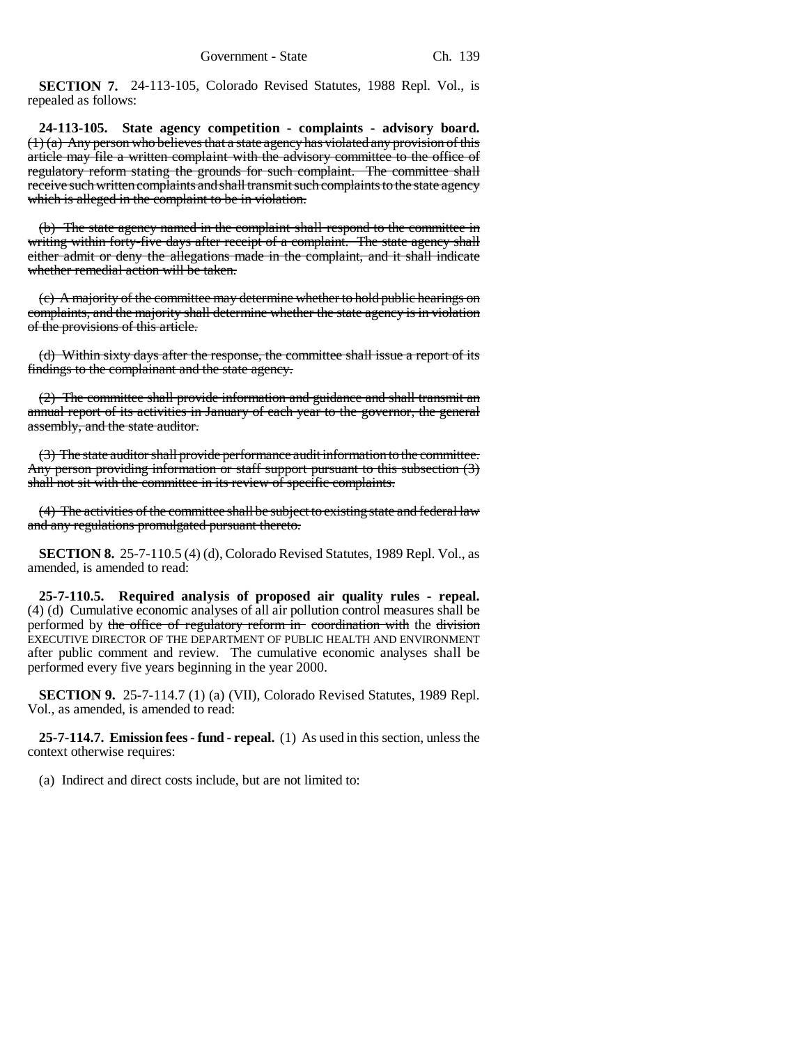**SECTION 7.** 24-113-105, Colorado Revised Statutes, 1988 Repl. Vol., is repealed as follows:

**24-113-105. State agency competition - complaints - advisory board.** ~~(1) (a) Any person who believes that a state agency has violated any provision of this article may file a written complaint with the advisory committee to the office of regulatory reform stating the grounds for such complaint. The committee shall receive such written complaints and shall transmit such complaints to the state agency which is alleged in the complaint to be in violation.~~

~~(b) The state agency named in the complaint shall respond to the committee in writing within forty-five days after receipt of a complaint. The state agency shall either admit or deny the allegations made in the complaint, and it shall indicate whether remedial action will be taken.~~

~~(c) A majority of the committee may determine whether to hold public hearings on complaints, and the majority shall determine whether the state agency is in violation of the provisions of this article.~~

~~(d) Within sixty days after the response, the committee shall issue a report of its findings to the complainant and the state agency.~~

~~(2) The committee shall provide information and guidance and shall transmit an annual report of its activities in January of each year to the governor, the general assembly, and the state auditor.~~

~~(3) The state auditor shall provide performance audit information to the committee. Any person providing information or staff support pursuant to this subsection (3) shall not sit with the committee in its review of specific complaints.~~

~~(4) The activities of the committee shall be subject to existing state and federal law and any regulations promulgated pursuant thereto.~~

**SECTION 8.** 25-7-110.5 (4) (d), Colorado Revised Statutes, 1989 Repl. Vol., as amended, is amended to read:

**25-7-110.5. Required analysis of proposed air quality rules - repeal.** (4) (d) Cumulative economic analyses of all air pollution control measures shall be performed by ~~the office of regulatory reform in coordination with~~ the ~~division~~ EXECUTIVE DIRECTOR OF THE DEPARTMENT OF PUBLIC HEALTH AND ENVIRONMENT after public comment and review. The cumulative economic analyses shall be performed every five years beginning in the year 2000.

**SECTION 9.** 25-7-114.7 (1) (a) (VII), Colorado Revised Statutes, 1989 Repl. Vol., as amended, is amended to read:

**25-7-114.7. Emission fees - fund - repeal.** (1) As used in this section, unless the context otherwise requires:

(a) Indirect and direct costs include, but are not limited to: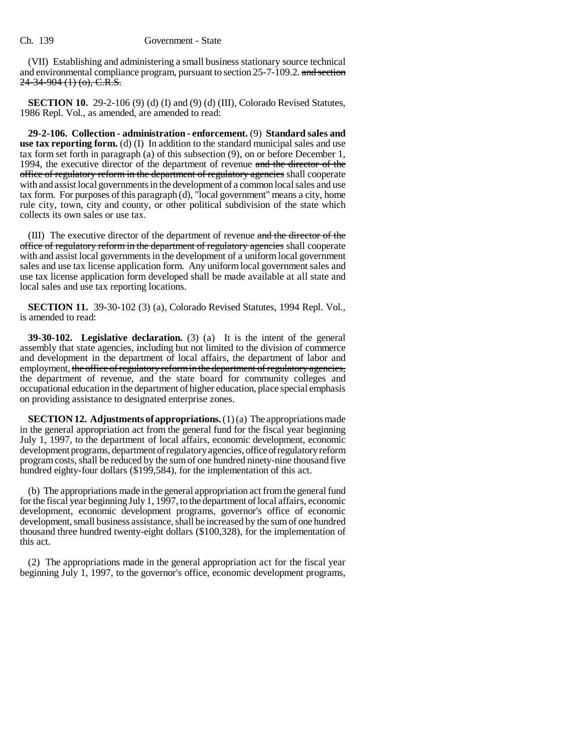(VII) Establishing and administering a small business stationary source technical and environmental compliance program, pursuant to section 25-7-109.2. ~~and section 24-34-904 (1) (o), C.R.S.~~

**SECTION 10.** 29-2-106 (9) (d) (I) and (9) (d) (III), Colorado Revised Statutes, 1986 Repl. Vol., as amended, are amended to read:

**29-2-106. Collection - administration - enforcement.** (9) **Standard sales and use tax reporting form.** (d) (I) In addition to the standard municipal sales and use tax form set forth in paragraph (a) of this subsection (9), on or before December 1, 1994, the executive director of the department of revenue ~~and the director of the office of regulatory reform in the department of regulatory agencies~~ shall cooperate with and assist local governments in the development of a common local sales and use tax form. For purposes of this paragraph (d), "local government" means a city, home rule city, town, city and county, or other political subdivision of the state which collects its own sales or use tax.

(III) The executive director of the department of revenue ~~and the director of the office of regulatory reform in the department of regulatory agencies~~ shall cooperate with and assist local governments in the development of a uniform local government sales and use tax license application form. Any uniform local government sales and use tax license application form developed shall be made available at all state and local sales and use tax reporting locations.

**SECTION 11.** 39-30-102 (3) (a), Colorado Revised Statutes, 1994 Repl. Vol., is amended to read:

**39-30-102. Legislative declaration.** (3) (a) It is the intent of the general assembly that state agencies, including but not limited to the division of commerce and development in the department of local affairs, the department of labor and employment, ~~the office of regulatory reform in the department of regulatory agencies,~~ the department of revenue, and the state board for community colleges and occupational education in the department of higher education, place special emphasis on providing assistance to designated enterprise zones.

**SECTION 12. Adjustments of appropriations.** (1) (a) The appropriations made in the general appropriation act from the general fund for the fiscal year beginning July 1, 1997, to the department of local affairs, economic development, economic development programs, department of regulatory agencies, office of regulatory reform program costs, shall be reduced by the sum of one hundred ninety-nine thousand five hundred eighty-four dollars ($199,584), for the implementation of this act.

(b) The appropriations made in the general appropriation act from the general fund for the fiscal year beginning July 1, 1997, to the department of local affairs, economic development, economic development programs, governor's office of economic development, small business assistance, shall be increased by the sum of one hundred thousand three hundred twenty-eight dollars ($100,328), for the implementation of this act.

(2) The appropriations made in the general appropriation act for the fiscal year beginning July 1, 1997, to the governor's office, economic development programs,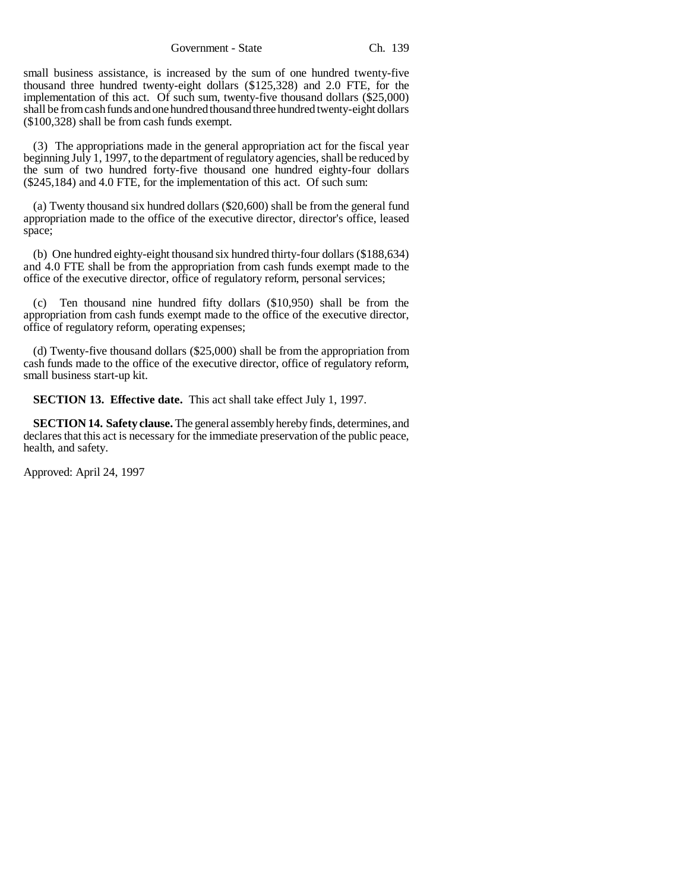small business assistance, is increased by the sum of one hundred twenty-five thousand three hundred twenty-eight dollars ($125,328) and 2.0 FTE, for the implementation of this act. Of such sum, twenty-five thousand dollars ($25,000) shall be from cash funds and one hundred thousand three hundred twenty-eight dollars ($100,328) shall be from cash funds exempt.

(3) The appropriations made in the general appropriation act for the fiscal year beginning July 1, 1997, to the department of regulatory agencies, shall be reduced by the sum of two hundred forty-five thousand one hundred eighty-four dollars ($245,184) and 4.0 FTE, for the implementation of this act. Of such sum:

(a) Twenty thousand six hundred dollars ($20,600) shall be from the general fund appropriation made to the office of the executive director, director's office, leased space;

(b) One hundred eighty-eight thousand six hundred thirty-four dollars ($188,634) and 4.0 FTE shall be from the appropriation from cash funds exempt made to the office of the executive director, office of regulatory reform, personal services;

(c) Ten thousand nine hundred fifty dollars ($10,950) shall be from the appropriation from cash funds exempt made to the office of the executive director, office of regulatory reform, operating expenses;

(d) Twenty-five thousand dollars ($25,000) shall be from the appropriation from cash funds made to the office of the executive director, office of regulatory reform, small business start-up kit.

**SECTION 13. Effective date.** This act shall take effect July 1, 1997.

**SECTION 14. Safety clause.** The general assembly hereby finds, determines, and declares that this act is necessary for the immediate preservation of the public peace, health, and safety.

Approved: April 24, 1997